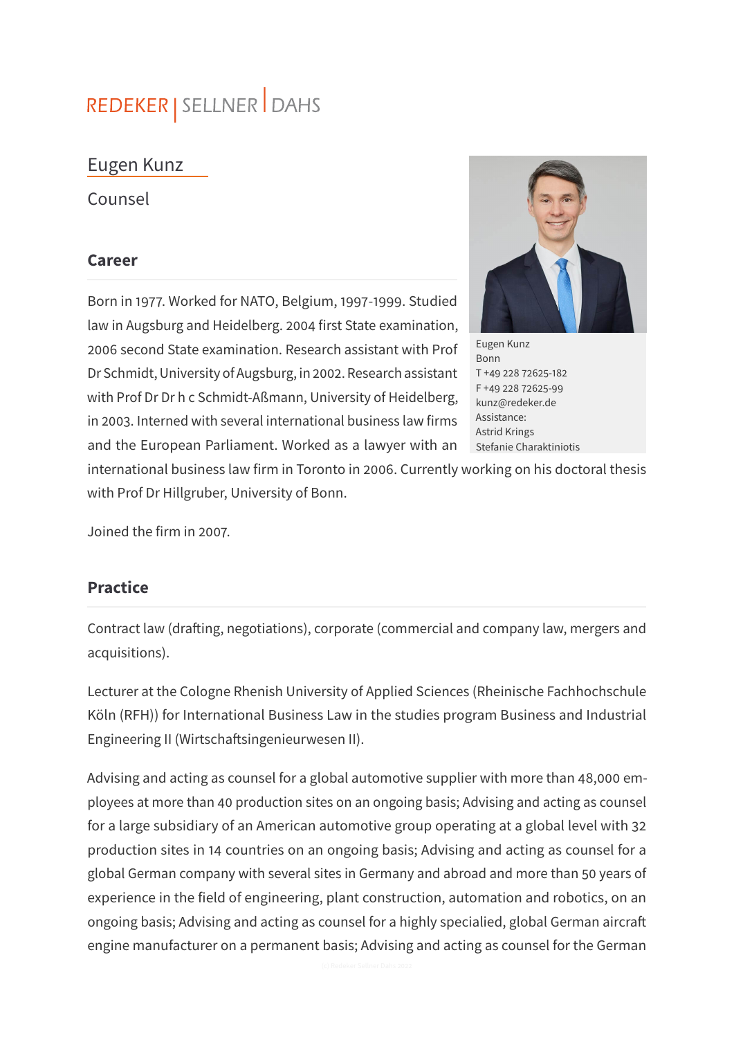REDEKER | SELLNER | DAHS

# Eugen Kunz

Counsel

Eugen Kunz
Bonn
T +49 228 72625-182
F +49 228 72625-99
kunz@redeker.de
Assistance:
Astrid Krings
Stefanie Charaktiniotis

## Career

Born in 1977. Worked for NATO, Belgium, 1997-1999. Studied law in Augsburg and Heidelberg. 2004 first State examination, 2006 second State examination. Research assistant with Prof Dr Schmidt, University of Augsburg, in 2002. Research assistant with Prof Dr Dr h c Schmidt-Aßmann, University of Heidelberg, in 2003. Interned with several international business law firms and the European Parliament. Worked as a lawyer with an international business law firm in Toronto in 2006. Currently working on his doctoral thesis with Prof Dr Hillgruber, University of Bonn.

Joined the firm in 2007.

## Practice

Contract law (drafting, negotiations), corporate (commercial and company law, mergers and acquisitions).

Lecturer at the Cologne Rhenish University of Applied Sciences (Rheinische Fachhochschule Köln (RFH)) for International Business Law in the studies program Business and Industrial Engineering II (Wirtschaftsingenieurwesen II).

Advising and acting as counsel for a global automotive supplier with more than 48,000 employees at more than 40 production sites on an ongoing basis; Advising and acting as counsel for a large subsidiary of an American automotive group operating at a global level with 32 production sites in 14 countries on an ongoing basis; Advising and acting as counsel for a global German company with several sites in Germany and abroad and more than 50 years of experience in the field of engineering, plant construction, automation and robotics, on an ongoing basis; Advising and acting as counsel for a highly specialied, global German aircraft engine manufacturer on a permanent basis; Advising and acting as counsel for the German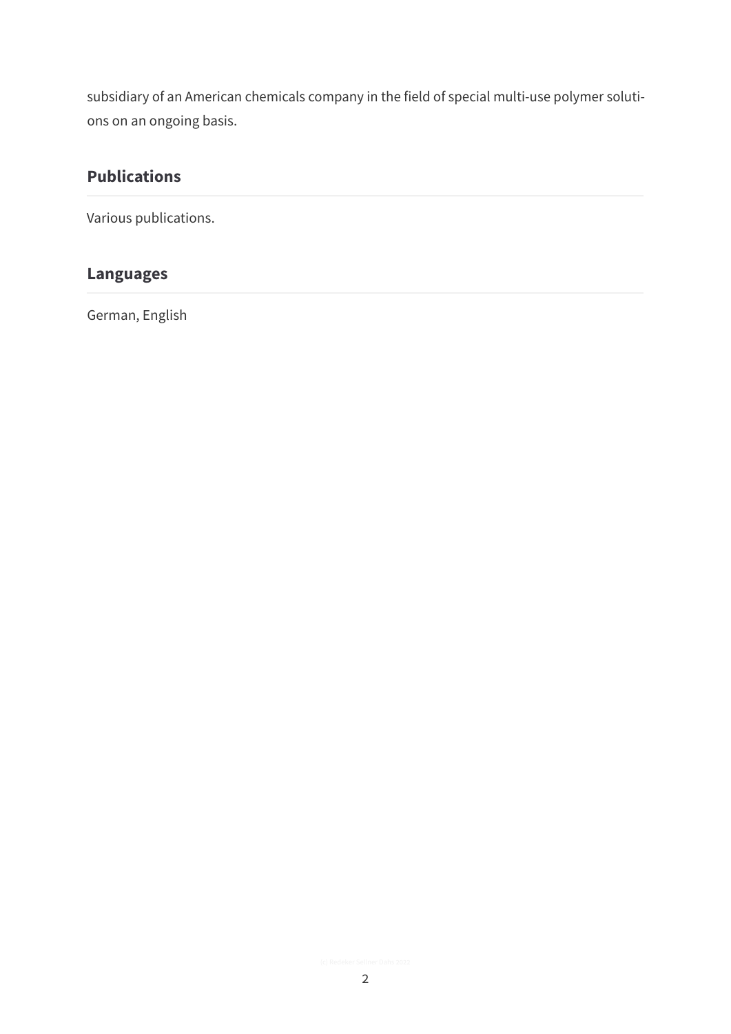subsidiary of an American chemicals company in the field of special multi-use polymer solutions on an ongoing basis.

## Publications

Various publications.

## Languages

German, English